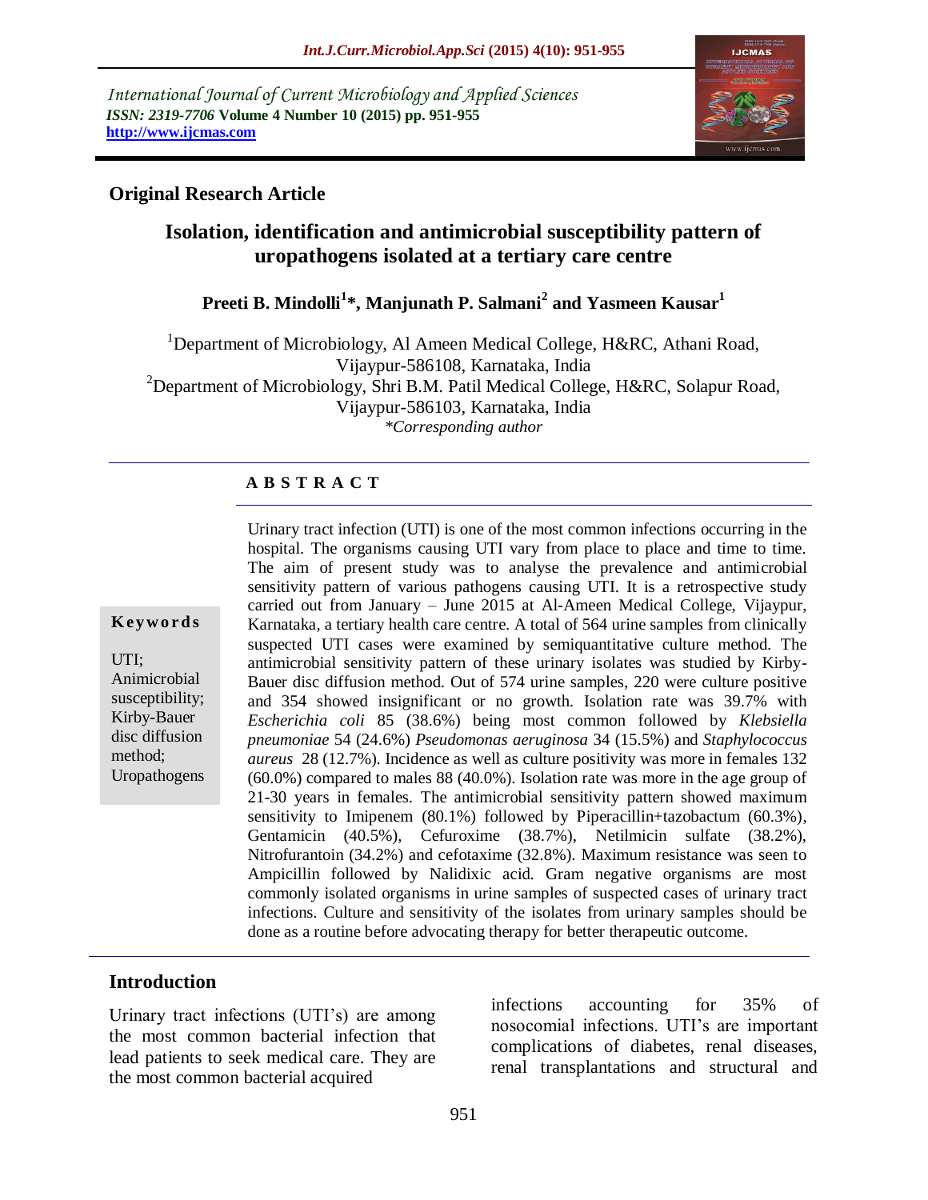International Journal of Current Microbiology and Applied Sciences
*ISSN: 2319-7706* **Volume 4 Number 10 (2015) pp. 951-955**
**http://www.ijcmas.com**

**Original Research Article**

# Isolation, identification and antimicrobial susceptibility pattern of uropathogens isolated at a tertiary care centre

**Preeti B. Mindolli[1]*, Manjunath P. Salmani[2] and Yasmeen Kausar[1]**

[1]Department of Microbiology, Al Ameen Medical College, H&RC, Athani Road, Vijaypur-586108, Karnataka, India
[2]Department of Microbiology, Shri B.M. Patil Medical College, H&RC, Solapur Road, Vijaypur-586103, Karnataka, India
*\*Corresponding author*

## A B S T R A C T

**Keywords**

UTI; Animicrobial susceptibility; Kirby-Bauer disc diffusion method; Uropathogens

Urinary tract infection (UTI) is one of the most common infections occurring in the hospital. The organisms causing UTI vary from place to place and time to time. The aim of present study was to analyse the prevalence and antimicrobial sensitivity pattern of various pathogens causing UTI. It is a retrospective study carried out from January – June 2015 at Al-Ameen Medical College, Vijaypur, Karnataka, a tertiary health care centre. A total of 564 urine samples from clinically suspected UTI cases were examined by semiquantitative culture method. The antimicrobial sensitivity pattern of these urinary isolates was studied by Kirby-Bauer disc diffusion method. Out of 574 urine samples, 220 were culture positive and 354 showed insignificant or no growth. Isolation rate was 39.7% with *Escherichia coli* 85 (38.6%) being most common followed by *Klebsiella pneumoniae* 54 (24.6%) *Pseudomonas aeruginosa* 34 (15.5%) and *Staphylococcus aureus* 28 (12.7%). Incidence as well as culture positivity was more in females 132 (60.0%) compared to males 88 (40.0%). Isolation rate was more in the age group of 21-30 years in females. The antimicrobial sensitivity pattern showed maximum sensitivity to Imipenem (80.1%) followed by Piperacillin+tazobactum (60.3%), Gentamicin (40.5%), Cefuroxime (38.7%), Netilmicin sulfate (38.2%), Nitrofurantoin (34.2%) and cefotaxime (32.8%). Maximum resistance was seen to Ampicillin followed by Nalidixic acid. Gram negative organisms are most commonly isolated organisms in urine samples of suspected cases of urinary tract infections. Culture and sensitivity of the isolates from urinary samples should be done as a routine before advocating therapy for better therapeutic outcome.

## Introduction

Urinary tract infections (UTI's) are among the most common bacterial infection that lead patients to seek medical care. They are the most common bacterial acquired infections accounting for 35% of nosocomial infections. UTI's are important complications of diabetes, renal diseases, renal transplantations and structural and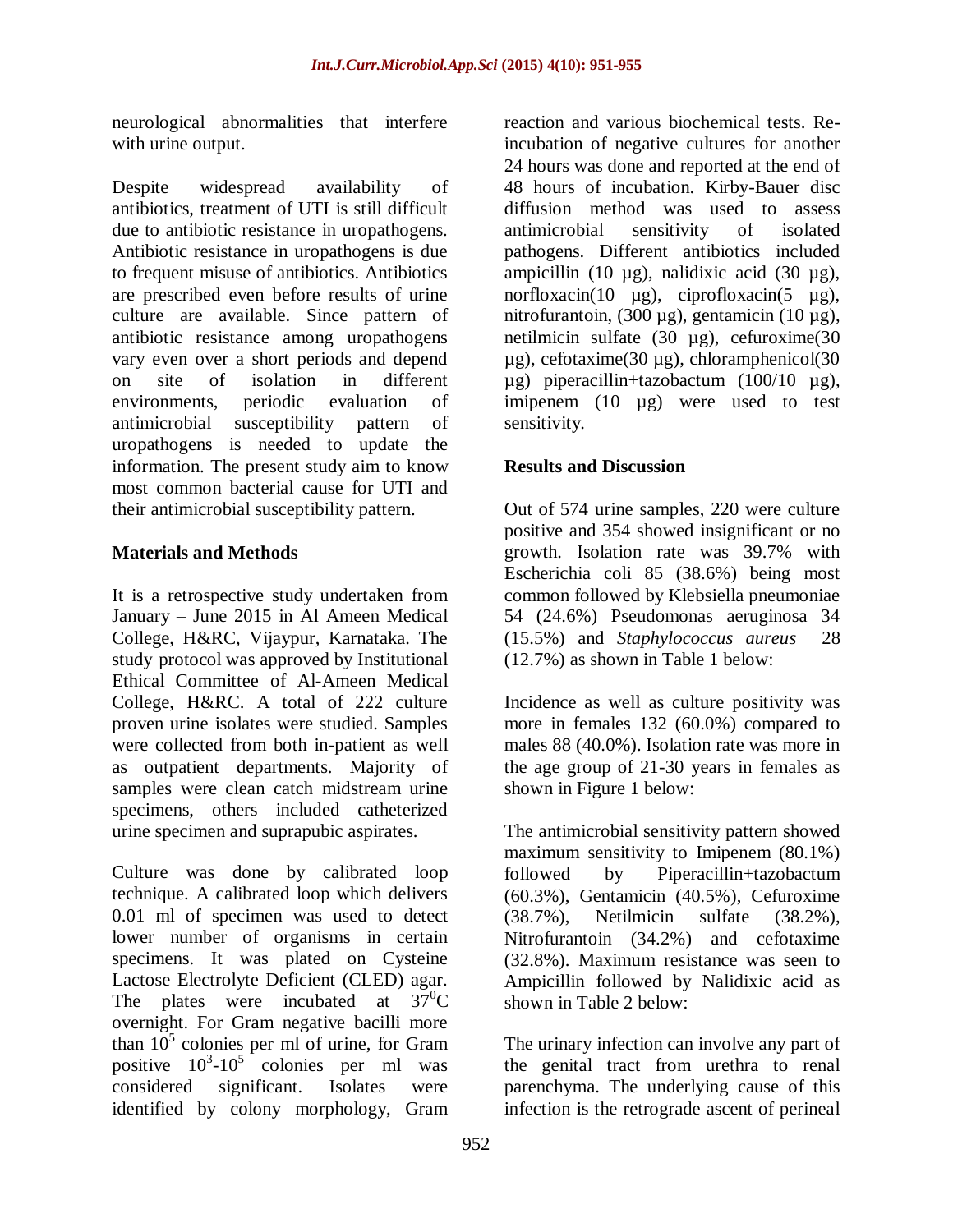neurological abnormalities that interfere with urine output.

Despite widespread availability of antibiotics, treatment of UTI is still difficult due to antibiotic resistance in uropathogens. Antibiotic resistance in uropathogens is due to frequent misuse of antibiotics. Antibiotics are prescribed even before results of urine culture are available. Since pattern of antibiotic resistance among uropathogens vary even over a short periods and depend on site of isolation in different environments, periodic evaluation of antimicrobial susceptibility pattern of uropathogens is needed to update the information. The present study aim to know most common bacterial cause for UTI and their antimicrobial susceptibility pattern.

## Materials and Methods

It is a retrospective study undertaken from January – June 2015 in Al Ameen Medical College, H&RC, Vijaypur, Karnataka. The study protocol was approved by Institutional Ethical Committee of Al-Ameen Medical College, H&RC. A total of 222 culture proven urine isolates were studied. Samples were collected from both in-patient as well as outpatient departments. Majority of samples were clean catch midstream urine specimens, others included catheterized urine specimen and suprapubic aspirates.

Culture was done by calibrated loop technique. A calibrated loop which delivers 0.01 ml of specimen was used to detect lower number of organisms in certain specimens. It was plated on Cysteine Lactose Electrolyte Deficient (CLED) agar. The plates were incubated at $37^0$C overnight. For Gram negative bacilli more than $10^5$ colonies per ml of urine, for Gram positive $10^3$-$10^5$ colonies per ml was considered significant. Isolates were identified by colony morphology, Gram reaction and various biochemical tests. Re-incubation of negative cultures for another 24 hours was done and reported at the end of 48 hours of incubation. Kirby-Bauer disc diffusion method was used to assess antimicrobial sensitivity of isolated pathogens. Different antibiotics included ampicillin (10 µg), nalidixic acid (30 µg), norfloxacin(10 µg), ciprofloxacin(5 µg), nitrofurantoin, (300 µg), gentamicin (10 µg), netilmicin sulfate (30 µg), cefuroxime(30 µg), cefotaxime(30 µg), chloramphenicol(30 µg) piperacillin+tazobactum (100/10 µg), imipenem (10 µg) were used to test sensitivity.

## Results and Discussion

Out of 574 urine samples, 220 were culture positive and 354 showed insignificant or no growth. Isolation rate was 39.7% with Escherichia coli 85 (38.6%) being most common followed by Klebsiella pneumoniae 54 (24.6%) Pseudomonas aeruginosa 34 (15.5%) and *Staphylococcus aureus* 28 (12.7%) as shown in Table 1 below:

Incidence as well as culture positivity was more in females 132 (60.0%) compared to males 88 (40.0%). Isolation rate was more in the age group of 21-30 years in females as shown in Figure 1 below:

The antimicrobial sensitivity pattern showed maximum sensitivity to Imipenem (80.1%) followed by Piperacillin+tazobactum (60.3%), Gentamicin (40.5%), Cefuroxime (38.7%), Netilmicin sulfate (38.2%), Nitrofurantoin (34.2%) and cefotaxime (32.8%). Maximum resistance was seen to Ampicillin followed by Nalidixic acid as shown in Table 2 below:

The urinary infection can involve any part of the genital tract from urethra to renal parenchyma. The underlying cause of this infection is the retrograde ascent of perineal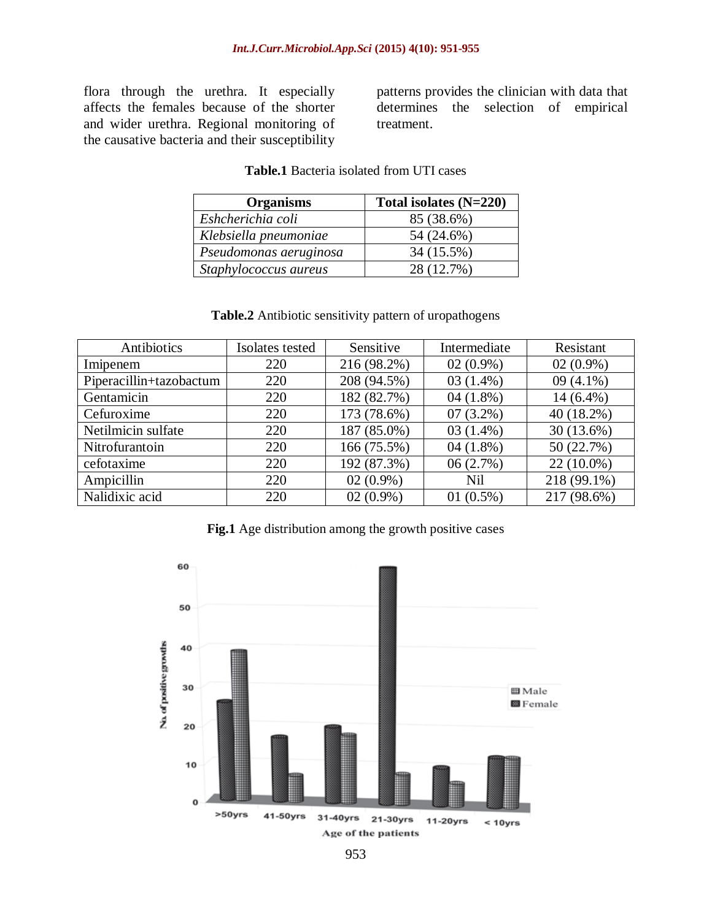flora through the urethra. It especially affects the females because of the shorter and wider urethra. Regional monitoring of the causative bacteria and their susceptibility patterns provides the clinician with data that determines the selection of empirical treatment.

**Table.1** Bacteria isolated from UTI cases

| Organisms | Total isolates (N=220) |
|---|---|
| *Eshcherichia coli* | 85 (38.6%) |
| *Klebsiella pneumoniae* | 54 (24.6%) |
| *Pseudomonas aeruginosa* | 34 (15.5%) |
| *Staphylococcus aureus* | 28 (12.7%) |

**Table.2** Antibiotic sensitivity pattern of uropathogens

| Antibiotics | Isolates tested | Sensitive | Intermediate | Resistant |
|---|---|---|---|---|
| Imipenem | 220 | 216 (98.2%) | 02 (0.9%) | 02 (0.9%) |
| Piperacillin+tazobactum | 220 | 208 (94.5%) | 03 (1.4%) | 09 (4.1%) |
| Gentamicin | 220 | 182 (82.7%) | 04 (1.8%) | 14 (6.4%) |
| Cefuroxime | 220 | 173 (78.6%) | 07 (3.2%) | 40 (18.2%) |
| Netilmicin sulfate | 220 | 187 (85.0%) | 03 (1.4%) | 30 (13.6%) |
| Nitrofurantoin | 220 | 166 (75.5%) | 04 (1.8%) | 50 (22.7%) |
| cefotaxime | 220 | 192 (87.3%) | 06 (2.7%) | 22 (10.0%) |
| Ampicillin | 220 | 02 (0.9%) | Nil | 218 (99.1%) |
| Nalidixic acid | 220 | 02 (0.9%) | 01 (0.5%) | 217 (98.6%) |

**Fig.1** Age distribution among the growth positive cases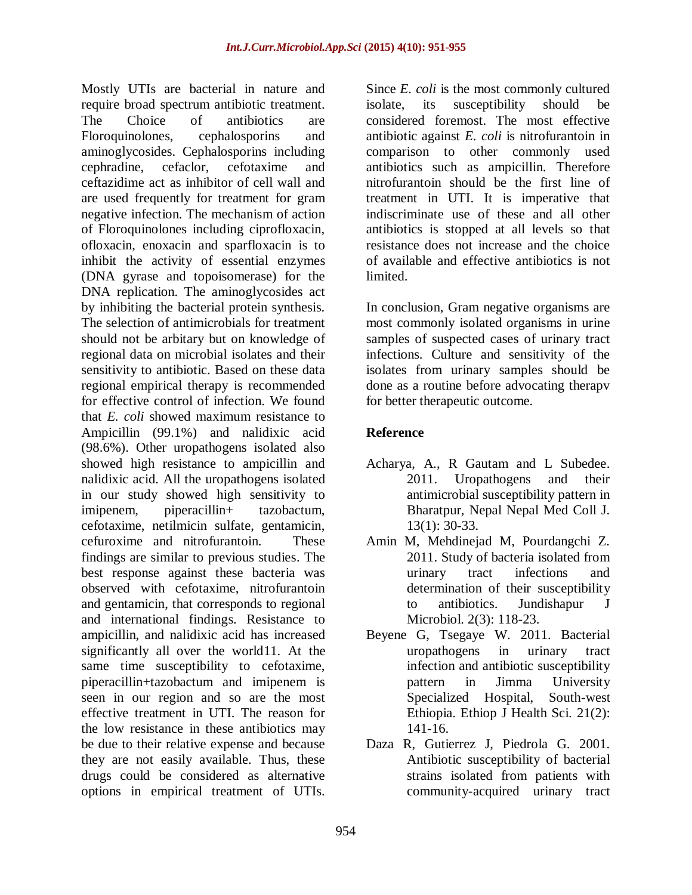Mostly UTIs are bacterial in nature and require broad spectrum antibiotic treatment. The Choice of antibiotics are Floroquinolones, cephalosporins and aminoglycosides. Cephalosporins including cephradine, cefaclor, cefotaxime and ceftazidime act as inhibitor of cell wall and are used frequently for treatment for gram negative infection. The mechanism of action of Floroquinolones including ciprofloxacin, ofloxacin, enoxacin and sparfloxacin is to inhibit the activity of essential enzymes (DNA gyrase and topoisomerase) for the DNA replication. The aminoglycosides act by inhibiting the bacterial protein synthesis. The selection of antimicrobials for treatment should not be arbitary but on knowledge of regional data on microbial isolates and their sensitivity to antibiotic. Based on these data regional empirical therapy is recommended for effective control of infection. We found that *E. coli* showed maximum resistance to Ampicillin (99.1%) and nalidixic acid (98.6%). Other uropathogens isolated also showed high resistance to ampicillin and nalidixic acid. All the uropathogens isolated in our study showed high sensitivity to imipenem, piperacillin+ tazobactum, cefotaxime, netilmicin sulfate, gentamicin, cefuroxime and nitrofurantoin. These findings are similar to previous studies. The best response against these bacteria was observed with cefotaxime, nitrofurantoin and gentamicin, that corresponds to regional and international findings. Resistance to ampicillin, and nalidixic acid has increased significantly all over the world11. At the same time susceptibility to cefotaxime, piperacillin+tazobactum and imipenem is seen in our region and so are the most effective treatment in UTI. The reason for the low resistance in these antibiotics may be due to their relative expense and because they are not easily available. Thus, these drugs could be considered as alternative options in empirical treatment of UTIs. Since *E. coli* is the most commonly cultured isolate, its susceptibility should be considered foremost. The most effective antibiotic against *E. coli* is nitrofurantoin in comparison to other commonly used antibiotics such as ampicillin. Therefore nitrofurantoin should be the first line of treatment in UTI. It is imperative that indiscriminate use of these and all other antibiotics is stopped at all levels so that resistance does not increase and the choice of available and effective antibiotics is not limited.

In conclusion, Gram negative organisms are most commonly isolated organisms in urine samples of suspected cases of urinary tract infections. Culture and sensitivity of the isolates from urinary samples should be done as a routine before advocating therapv for better therapeutic outcome.

## Reference

Acharya, A., R Gautam and L Subedee. 2011. Uropathogens and their antimicrobial susceptibility pattern in Bharatpur, Nepal Nepal Med Coll J. 13(1): 30-33.

Amin M, Mehdinejad M, Pourdangchi Z. 2011. Study of bacteria isolated from urinary tract infections and determination of their susceptibility to antibiotics. Jundishapur J Microbiol. 2(3): 118-23.

Beyene G, Tsegaye W. 2011. Bacterial uropathogens in urinary tract infection and antibiotic susceptibility pattern in Jimma University Specialized Hospital, South-west Ethiopia. Ethiop J Health Sci. 21(2): 141-16.

Daza R, Gutierrez J, Piedrola G. 2001. Antibiotic susceptibility of bacterial strains isolated from patients with community-acquired urinary tract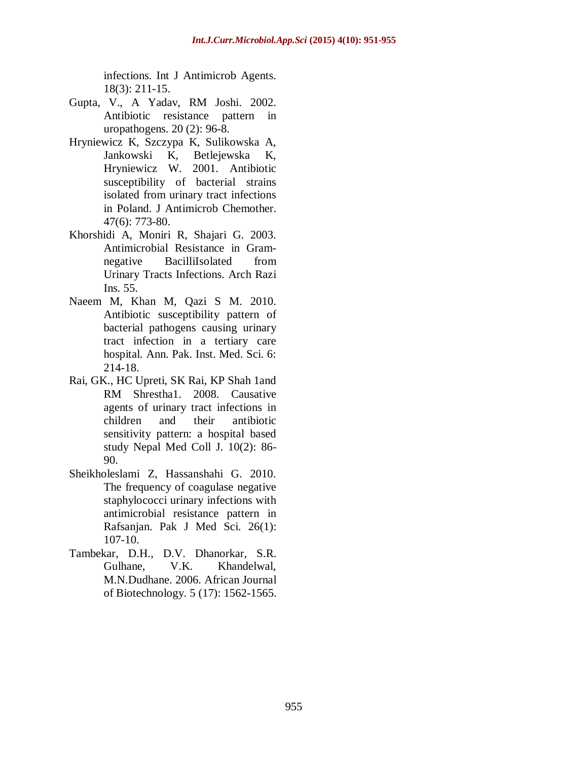infections. Int J Antimicrob Agents. 18(3): 211-15.

Gupta, V., A Yadav, RM Joshi. 2002. Antibiotic resistance pattern in uropathogens. 20 (2): 96-8.

Hryniewicz K, Szczypa K, Sulikowska A, Jankowski K, Betlejewska K, Hryniewicz W. 2001. Antibiotic susceptibility of bacterial strains isolated from urinary tract infections in Poland. J Antimicrob Chemother. 47(6): 773-80.

Khorshidi A, Moniri R, Shajari G. 2003. Antimicrobial Resistance in Gram-negative BacilliIsolated from Urinary Tracts Infections. Arch Razi Ins. 55.

Naeem M, Khan M, Qazi S M. 2010. Antibiotic susceptibility pattern of bacterial pathogens causing urinary tract infection in a tertiary care hospital. Ann. Pak. Inst. Med. Sci. 6: 214-18.

Rai, GK., HC Upreti, SK Rai, KP Shah 1and RM Shrestha1. 2008. Causative agents of urinary tract infections in children and their antibiotic sensitivity pattern: a hospital based study Nepal Med Coll J. 10(2): 86-90.

Sheikholeslami Z, Hassanshahi G. 2010. The frequency of coagulase negative staphylococci urinary infections with antimicrobial resistance pattern in Rafsanjan. Pak J Med Sci. 26(1): 107-10.

Tambekar, D.H., D.V. Dhanorkar, S.R. Gulhane, V.K. Khandelwal, M.N.Dudhane. 2006. African Journal of Biotechnology. 5 (17): 1562-1565.